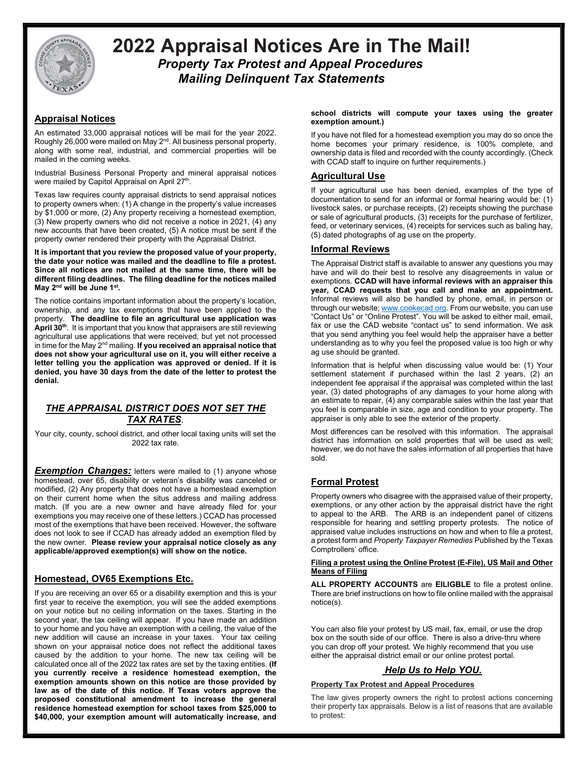# 2022 Appraisal Notices Are in The Mail!

***Property Tax Protest and Appeal Procedures***

***Mailing Delinquent Tax Statements***

## Appraisal Notices

An estimated 33,000 appraisal notices will be mail for the year 2022. Roughly 26,000 were mailed on May 2nd. All business personal property, along with some real, industrial, and commercial properties will be mailed in the coming weeks.

Industrial Business Personal Property and mineral appraisal notices were mailed by Capitol Appraisal on April 27th.

Texas law requires county appraisal districts to send appraisal notices to property owners when: (1) A change in the property's value increases by $1,000 or more, (2) Any property receiving a homestead exemption, (3) New property owners who did not receive a notice in 2021, (4) any new accounts that have been created, (5) A notice must be sent if the property owner rendered their property with the Appraisal District.

**It is important that you review the proposed value of your property, the date your notice was mailed and the deadline to file a protest. Since all notices are not mailed at the same time, there will be different filing deadlines. The filing deadline for the notices mailed May 2nd will be June 1st.**

The notice contains important information about the property's location, ownership, and any tax exemptions that have been applied to the property. **The deadline to file an agricultural use application was April 30th**. It is important that you know that appraisers are still reviewing agricultural use applications that were received, but yet not processed in time for the May 2nd mailing. **If you received an appraisal notice that does not show your agricultural use on it, you will either receive a letter telling you the application was approved or denied. If it is denied, you have 30 days from the date of the letter to protest the denial.**

***THE APPRAISAL DISTRICT DOES NOT SET THE TAX RATES***.

Your city, county, school district, and other local taxing units will set the 2022 tax rate.

***Exemption Changes:*** letters were mailed to (1) anyone whose homestead, over 65, disability or veteran's disability was canceled or modified, (2) Any property that does not have a homestead exemption on their current home when the situs address and mailing address match. (If you are a new owner and have already filed for your exemptions you may receive one of these letters.) CCAD has processed most of the exemptions that have been received. However, the software does not look to see if CCAD has already added an exemption filed by the new owner. **Please review your appraisal notice closely as any applicable/approved exemption(s) will show on the notice.**

## Homestead, OV65 Exemptions Etc.

If you are receiving an over 65 or a disability exemption and this is your first year to receive the exemption, you will see the added exemptions on your notice but no ceiling information on the taxes. Starting in the second year, the tax ceiling will appear. If you have made an addition to your home and you have an exemption with a ceiling, the value of the new addition will cause an increase in your taxes. Your tax ceiling shown on your appraisal notice does not reflect the additional taxes caused by the addition to your home. The new tax ceiling will be calculated once all of the 2022 tax rates are set by the taxing entities. **(If you currently receive a residence homestead exemption, the exemption amounts shown on this notice are those provided by law as of the date of this notice. If Texas voters approve the proposed constitutional amendment to increase the general residence homestead exemption for school taxes from $25,000 to $40,000, your exemption amount will automatically increase, and school districts will compute your taxes using the greater exemption amount.)**

If you have not filed for a homestead exemption you may do so once the home becomes your primary residence, is 100% complete, and ownership data is filed and recorded with the county accordingly. (Check with CCAD staff to inquire on further requirements.)

## Agricultural Use

If your agricultural use has been denied, examples of the type of documentation to send for an informal or formal hearing would be: (1) livestock sales, or purchase receipts, (2) receipts showing the purchase or sale of agricultural products, (3) receipts for the purchase of fertilizer, feed, or veterinary services, (4) receipts for services such as baling hay, (5) dated photographs of ag use on the property.

## Informal Reviews

The Appraisal District staff is available to answer any questions you may have and will do their best to resolve any disagreements in value or exemptions. **CCAD will have informal reviews with an appraiser this year, CCAD requests that you call and make an appointment.** Informal reviews will also be handled by phone, email, in person or through our website; www.cookecad.org. From our website, you can use "Contact Us" or "Online Protest". You will be asked to either mail, email, fax or use the CAD website "contact us" to send information. We ask that you send anything you feel would help the appraiser have a better understanding as to why you feel the proposed value is too high or why ag use should be granted.

Information that is helpful when discussing value would be: (1) Your settlement statement if purchased within the last 2 years, (2) an independent fee appraisal if the appraisal was completed within the last year, (3) dated photographs of any damages to your home along with an estimate to repair, (4) any comparable sales within the last year that you feel is comparable in size, age and condition to your property. The appraiser is only able to see the exterior of the property.

Most differences can be resolved with this information. The appraisal district has information on sold properties that will be used as well; however, we do not have the sales information of all properties that have sold.

## Formal Protest

Property owners who disagree with the appraised value of their property, exemptions, or any other action by the appraisal district have the right to appeal to the ARB. The ARB is an independent panel of citizens responsible for hearing and settling property protests. The notice of appraised value includes instructions on how and when to file a protest, a protest form and *Property Taxpayer Remedies* Published by the Texas Comptrollers' office.

**Filing a protest using the Online Protest (E-File), US Mail and Other Means of Filing**

**ALL PROPERTY ACCOUNTS** are **EILIGBLE** to file a protest online. There are brief instructions on how to file online mailed with the appraisal notice(s).

You can also file your protest by US mail, fax, email, or use the drop box on the south side of our office. There is also a drive-thru where you can drop off your protest. We highly recommend that you use either the appraisal district email or our online protest portal.

## *Help Us to Help YOU.*

**Property Tax Protest and Appeal Procedures**

The law gives property owners the right to protest actions concerning their property tax appraisals. Below is a list of reasons that are available to protest: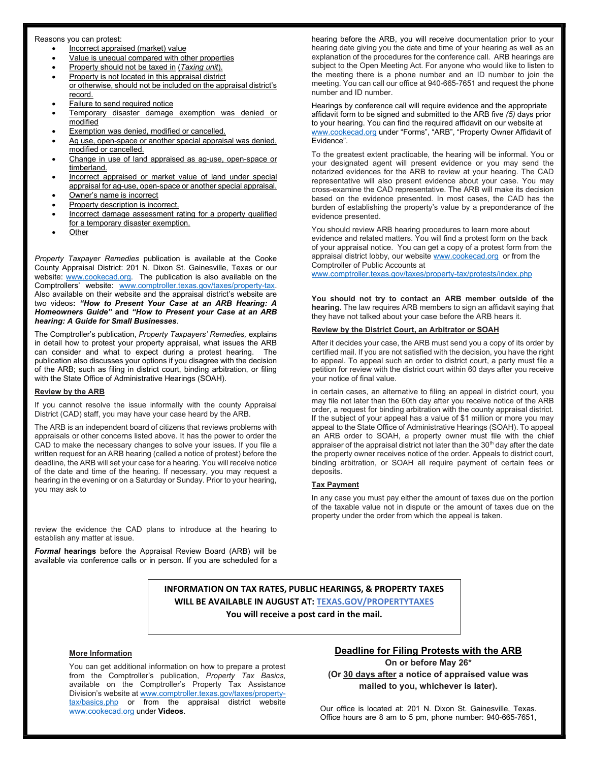Reasons you can protest:

- Incorrect appraised (market) value
- Value is unequal compared with other properties
- Property should not be taxed in (*Taxing unit*).
- Property is not located in this appraisal district or otherwise, should not be included on the appraisal district's record.
- Failure to send required notice
- Temporary disaster damage exemption was denied or modified
- Exemption was denied, modified or cancelled.
- Ag use, open-space or another special appraisal was denied, modified or cancelled.
- Change in use of land appraised as ag-use, open-space or timberland.
- Incorrect appraised or market value of land under special appraisal for ag-use, open-space or another special appraisal.
- Owner's name is incorrect
- Property description is incorrect.
- Incorrect damage assessment rating for a property qualified for a temporary disaster exemption.
- Other

*Property Taxpayer Remedies* publication is available at the Cooke County Appraisal District: 201 N. Dixon St. Gainesville, Texas or our website: www.cookecad.org. The publication is also available on the Comptrollers' website: www.comptroller.texas.gov/taxes/property-tax. Also available on their website and the appraisal district's website are two videos**: *"How to Present Your Case at an ARB Hearing: A Homeowners Guide"* and *"How to Present your Case at an ARB hearing: A Guide for Small Businesses*.**

The Comptroller's publication, *Property Taxpayers' Remedies,* explains in detail how to protest your property appraisal, what issues the ARB can consider and what to expect during a protest hearing. The publication also discusses your options if you disagree with the decision of the ARB; such as filing in district court, binding arbitration, or filing with the State Office of Administrative Hearings (SOAH).

**Review by the ARB**

If you cannot resolve the issue informally with the county Appraisal District (CAD) staff, you may have your case heard by the ARB.

The ARB is an independent board of citizens that reviews problems with appraisals or other concerns listed above. It has the power to order the CAD to make the necessary changes to solve your issues. If you file a written request for an ARB hearing (called a notice of protest) before the deadline, the ARB will set your case for a hearing. You will receive notice of the date and time of the hearing. If necessary, you may request a hearing in the evening or on a Saturday or Sunday. Prior to your hearing, you may ask to review the evidence the CAD plans to introduce at the hearing to establish any matter at issue.

***Formal* hearings** before the Appraisal Review Board (ARB) will be available via conference calls or in person. If you are scheduled for a hearing before the ARB, you will receive documentation prior to your hearing date giving you the date and time of your hearing as well as an explanation of the procedures for the conference call. ARB hearings are subject to the Open Meeting Act. For anyone who would like to listen to the meeting there is a phone number and an ID number to join the meeting. You can call our office at 940-665-7651 and request the phone number and ID number.

Hearings by conference call will require evidence and the appropriate affidavit form to be signed and submitted to the ARB five *(5)* days prior to your hearing. You can find the required affidavit on our website at www.cookecad.org under "Forms", "ARB", "Property Owner Affidavit of Evidence".

To the greatest extent practicable, the hearing will be informal. You or your designated agent will present evidence or you may send the notarized evidences for the ARB to review at your hearing. The CAD representative will also present evidence about your case. You may cross-examine the CAD representative. The ARB will make its decision based on the evidence presented. In most cases, the CAD has the burden of establishing the property's value by a preponderance of the evidence presented.

You should review ARB hearing procedures to learn more about evidence and related matters. You will find a protest form on the back of your appraisal notice. You can get a copy of a protest form from the appraisal district lobby, our website www.cookecad.org or from the Comptroller of Public Accounts at www.comptroller.texas.gov/taxes/property-tax/protests/index.php

**You should not try to contact an ARB member outside of the hearing.** The law requires ARB members to sign an affidavit saying that they have not talked about your case before the ARB hears it.

**Review by the District Court, an Arbitrator or SOAH**

After it decides your case, the ARB must send you a copy of its order by certified mail. If you are not satisfied with the decision, you have the right to appeal. To appeal such an order to district court, a party must file a petition for review with the district court within 60 days after you receive your notice of final value.

in certain cases, an alternative to filing an appeal in district court, you may file not later than the 60th day after you receive notice of the ARB order, a request for binding arbitration with the county appraisal district. If the subject of your appeal has a value of $1 million or more you may appeal to the State Office of Administrative Hearings (SOAH). To appeal an ARB order to SOAH, a property owner must file with the chief appraiser of the appraisal district not later than the 30th day after the date the property owner receives notice of the order. Appeals to district court, binding arbitration, or SOAH all require payment of certain fees or deposits.

**Tax Payment**

In any case you must pay either the amount of taxes due on the portion of the taxable value not in dispute or the amount of taxes due on the property under the order from which the appeal is taken.

**INFORMATION ON TAX RATES, PUBLIC HEARINGS, & PROPERTY TAXES WILL BE AVAILABLE IN AUGUST AT: TEXAS.GOV/PROPERTYTAXES**

**You will receive a post card in the mail.**

**More Information**

You can get additional information on how to prepare a protest from the Comptroller's publication, *Property Tax Basics*, available on the Comptroller's Property Tax Assistance Division's website at www.comptroller.texas.gov/taxes/property-tax/basics.php or from the appraisal district website www.cookecad.org under **Videos**.

## Deadline for Filing Protests with the ARB

**On or before May 26\***

**(Or 30 days after a notice of appraised value was mailed to you, whichever is later).**

Our office is located at: 201 N. Dixon St. Gainesville, Texas. Office hours are 8 am to 5 pm, phone number: 940-665-7651,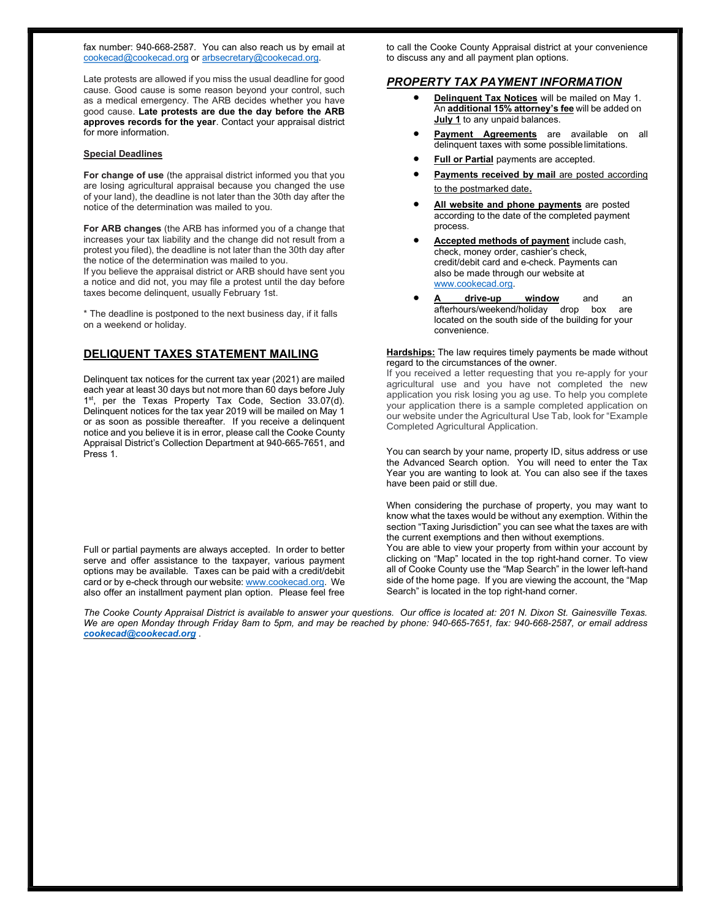fax number: 940-668-2587. You can also reach us by email at cookecad@cookecad.org or arbsecretary@cookecad.org.

Late protests are allowed if you miss the usual deadline for good cause. Good cause is some reason beyond your control, such as a medical emergency. The ARB decides whether you have good cause. **Late protests are due the day before the ARB approves records for the year**. Contact your appraisal district for more information.

**Special Deadlines**

**For change of use** (the appraisal district informed you that you are losing agricultural appraisal because you changed the use of your land), the deadline is not later than the 30th day after the notice of the determination was mailed to you.

**For ARB changes** (the ARB has informed you of a change that increases your tax liability and the change did not result from a protest you filed), the deadline is not later than the 30th day after the notice of the determination was mailed to you.
If you believe the appraisal district or ARB should have sent you a notice and did not, you may file a protest until the day before taxes become delinquent, usually February 1st.

* The deadline is postponed to the next business day, if it falls on a weekend or holiday.

## DELIQUENT TAXES STATEMENT MAILING

Delinquent tax notices for the current tax year (2021) are mailed each year at least 30 days but not more than 60 days before July 1st, per the Texas Property Tax Code, Section 33.07(d). Delinquent notices for the tax year 2019 will be mailed on May 1 or as soon as possible thereafter. If you receive a delinquent notice and you believe it is in error, please call the Cooke County Appraisal District's Collection Department at 940-665-7651, and Press 1.

Full or partial payments are always accepted. In order to better serve and offer assistance to the taxpayer, various payment options may be available. Taxes can be paid with a credit/debit card or by e-check through our website: www.cookecad.org. We also offer an installment payment plan option. Please feel free to call the Cooke County Appraisal district at your convenience to discuss any and all payment plan options.

## *PROPERTY TAX PAYMENT INFORMATION*

- **Delinquent Tax Notices** will be mailed on May 1. An **additional 15% attorney's fee** will be added on **July 1** to any unpaid balances.
- **Payment Agreements** are available on all delinquent taxes with some possible limitations.
- **Full or Partial** payments are accepted.
- **Payments received by mail** are posted according to the postmarked date.
- **All website and phone payments** are posted according to the date of the completed payment process.
- **Accepted methods of payment** include cash, check, money order, cashier's check, credit/debit card and e-check. Payments can also be made through our website at www.cookecad.org.
- **A drive-up window** and an afterhours/weekend/holiday drop box are located on the south side of the building for your convenience.

**Hardships:** The law requires timely payments be made without regard to the circumstances of the owner.
If you received a letter requesting that you re-apply for your agricultural use and you have not completed the new application you risk losing you ag use. To help you complete your application there is a sample completed application on our website under the Agricultural Use Tab, look for "Example Completed Agricultural Application.

You can search by your name, property ID, situs address or use the Advanced Search option. You will need to enter the Tax Year you are wanting to look at. You can also see if the taxes have been paid or still due.

When considering the purchase of property, you may want to know what the taxes would be without any exemption. Within the section "Taxing Jurisdiction" you can see what the taxes are with the current exemptions and then without exemptions.
You are able to view your property from within your account by clicking on "Map" located in the top right-hand corner. To view all of Cooke County use the "Map Search" in the lower left-hand side of the home page. If you are viewing the account, the "Map Search" is located in the top right-hand corner.

*The Cooke County Appraisal District is available to answer your questions. Our office is located at: 201 N. Dixon St. Gainesville Texas. We are open Monday through Friday 8am to 5pm, and may be reached by phone: 940-665-7651, fax: 940-668-2587, or email address* ***cookecad@cookecad.org*** *.*